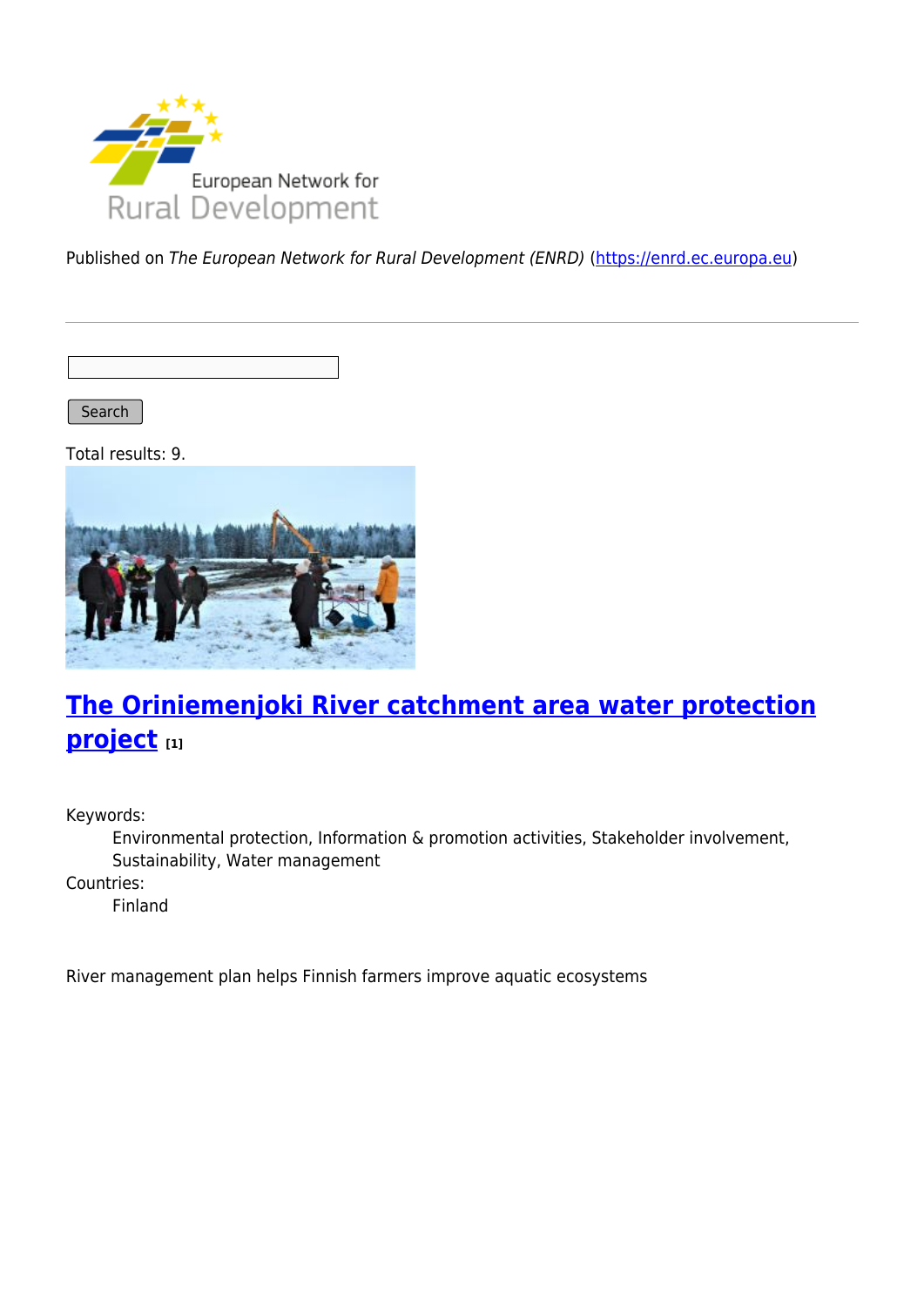Published on *The European Network for Rural Development (ENRD)* (https://enrd.ec.europa.eu)

Search

Total results: 9.

## [The Oriniemenjoki River catchment area water protection project](#) [1]

Keywords:
: Environmental protection, Information & promotion activities, Stakeholder involvement, Sustainability, Water management

Countries:
: Finland

River management plan helps Finnish farmers improve aquatic ecosystems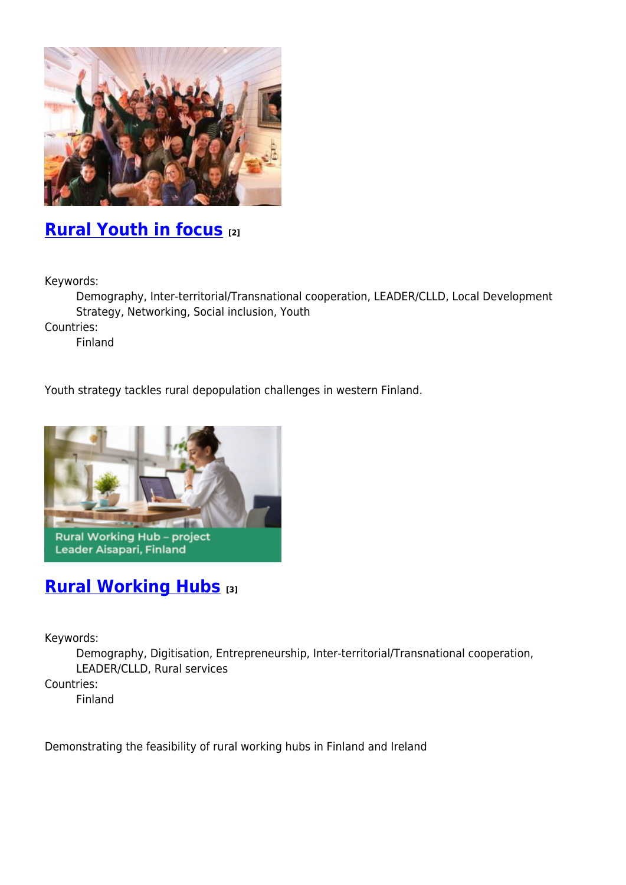## [Rural Youth in focus](#) [2]

Keywords:
Demography, Inter-territorial/Transnational cooperation, LEADER/CLLD, Local Development Strategy, Networking, Social inclusion, Youth

Countries:
Finland

Youth strategy tackles rural depopulation challenges in western Finland.

## [Rural Working Hubs](#) [3]

Keywords:
Demography, Digitisation, Entrepreneurship, Inter-territorial/Transnational cooperation, LEADER/CLLD, Rural services

Countries:
Finland

Demonstrating the feasibility of rural working hubs in Finland and Ireland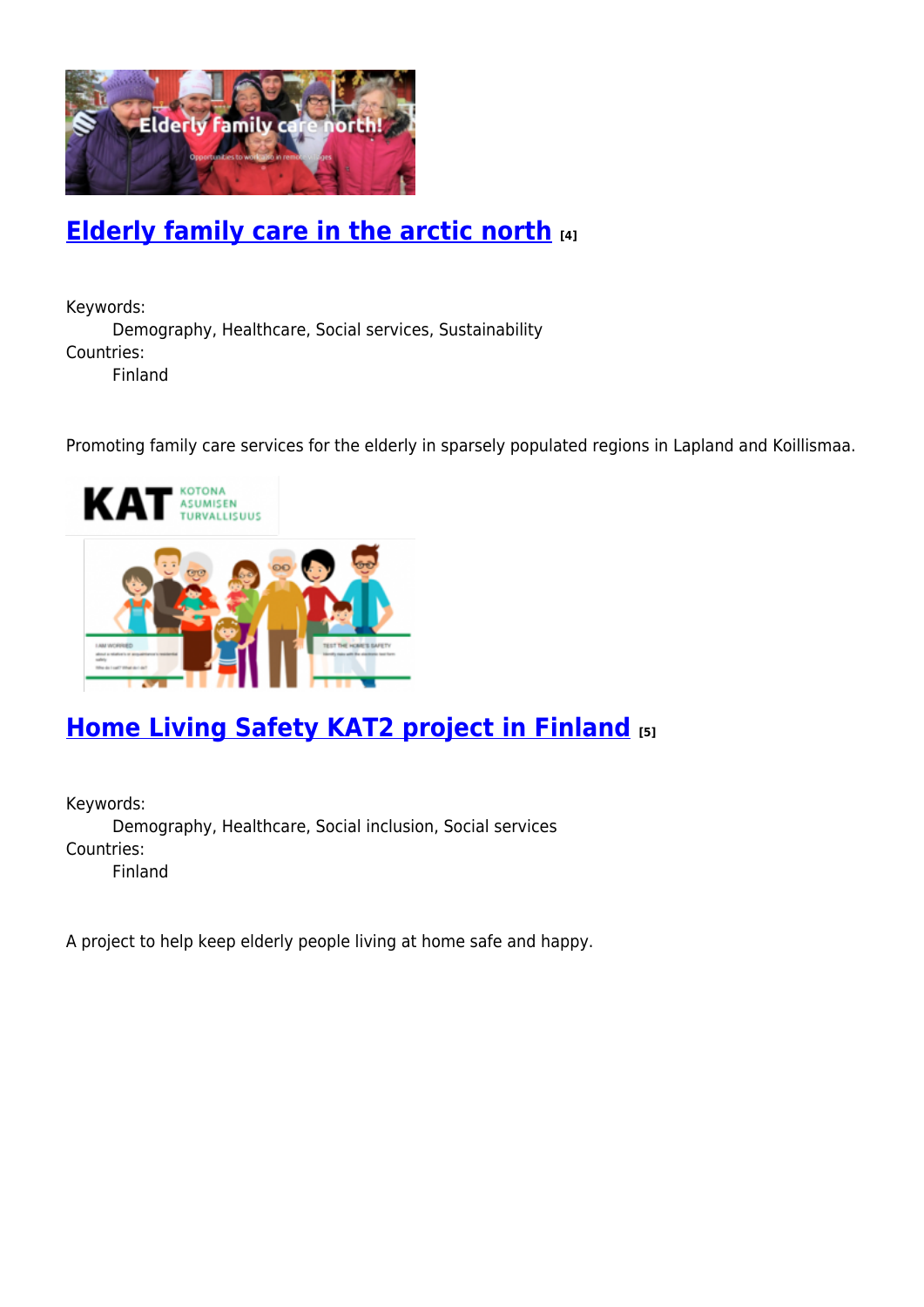## [Elderly family care in the arctic north](#) [4]

Keywords:
Demography, Healthcare, Social services, Sustainability
Countries:
Finland

Promoting family care services for the elderly in sparsely populated regions in Lapland and Koillismaa.

## [Home Living Safety KAT2 project in Finland](#) [5]

Keywords:
Demography, Healthcare, Social inclusion, Social services
Countries:
Finland

A project to help keep elderly people living at home safe and happy.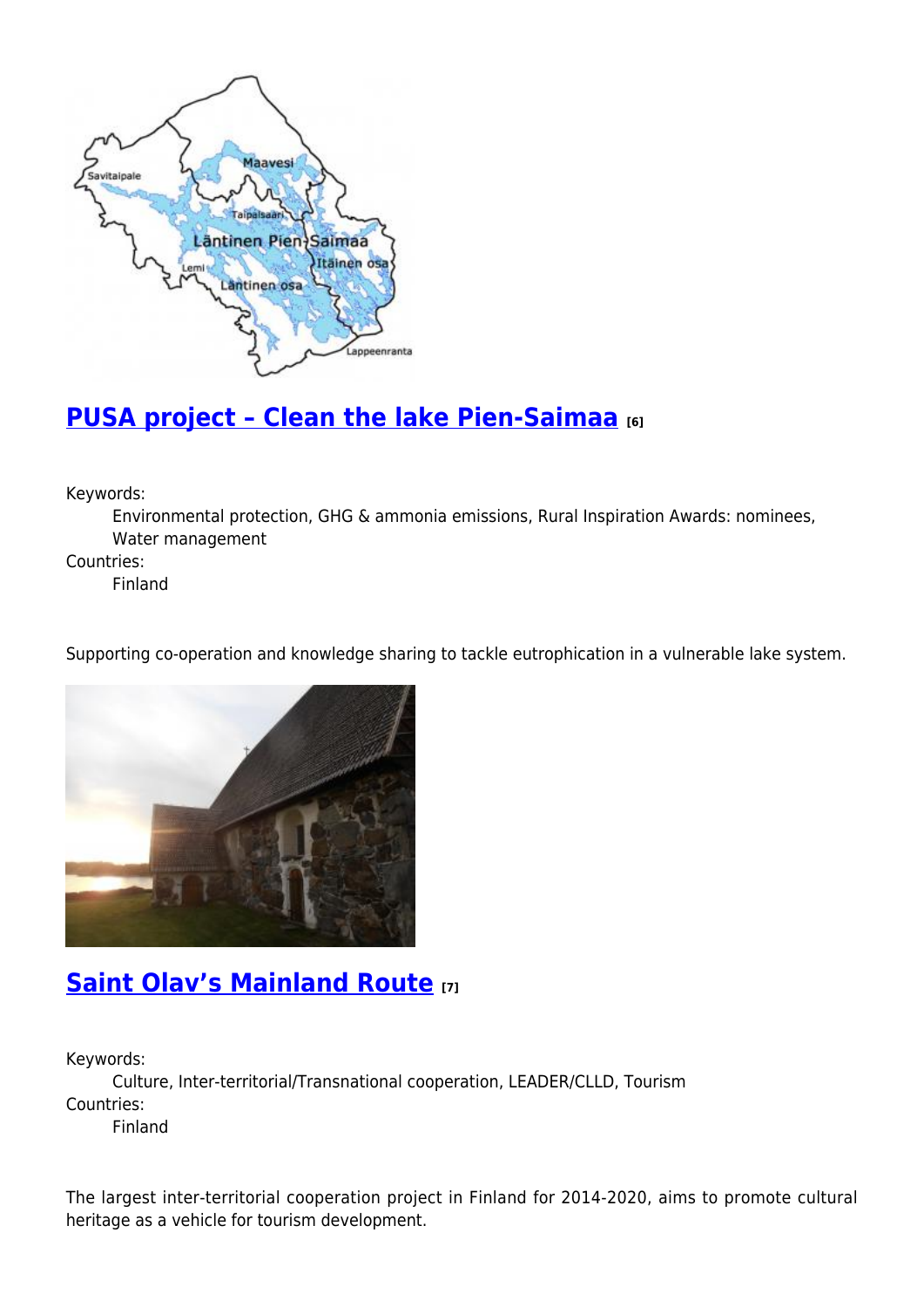## PUSA project – Clean the lake Pien-Saimaa [6]

Keywords:
Environmental protection, GHG & ammonia emissions, Rural Inspiration Awards: nominees, Water management

Countries:
Finland

Supporting co-operation and knowledge sharing to tackle eutrophication in a vulnerable lake system.

## Saint Olav's Mainland Route [7]

Keywords:
Culture, Inter-territorial/Transnational cooperation, LEADER/CLLD, Tourism

Countries:
Finland

The largest inter-territorial cooperation project in Finland for 2014-2020, aims to promote cultural heritage as a vehicle for tourism development.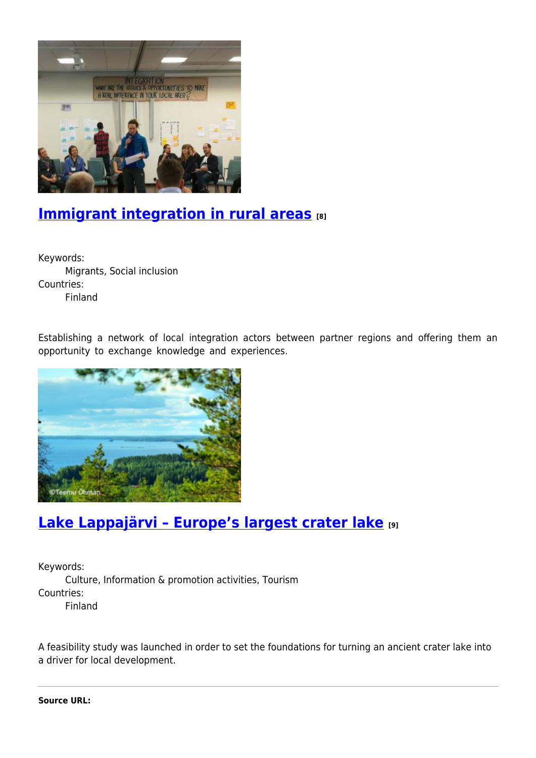## [Immigrant integration in rural areas] [8]

Keywords:
Migrants, Social inclusion
Countries:
Finland

Establishing a network of local integration actors between partner regions and offering them an opportunity to exchange knowledge and experiences.

## [Lake Lappajärvi – Europe's largest crater lake] [9]

Keywords:
Culture, Information & promotion activities, Tourism
Countries:
Finland

A feasibility study was launched in order to set the foundations for turning an ancient crater lake into a driver for local development.

---

**Source URL:**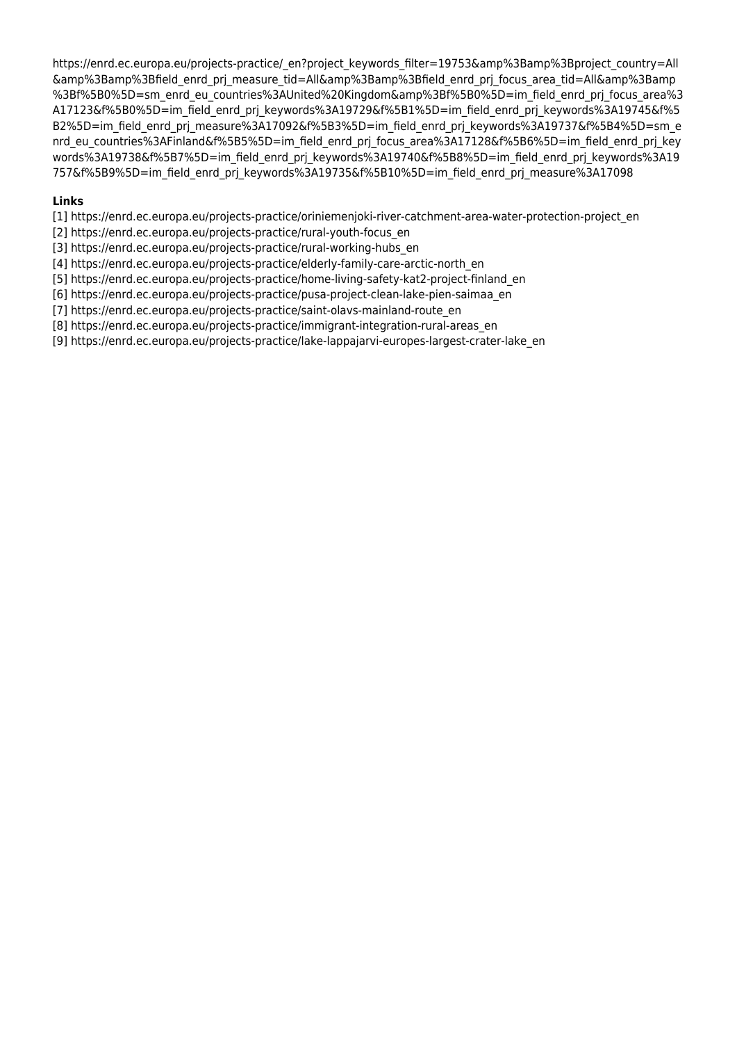https://enrd.ec.europa.eu/projects-practice/_en?project_keywords_filter=19753&amp%3Bamp%3Bproject_country=All&amp%3Bamp%3Bfield_enrd_prj_measure_tid=All&amp%3Bamp%3Bfield_enrd_prj_focus_area_tid=All&amp%3Bamp%3Bf%5B0%5D=sm_enrd_eu_countries%3AUnited%20Kingdom&amp%3Bf%5B0%5D=im_field_enrd_prj_focus_area%3A17123&f%5B0%5D=im_field_enrd_prj_keywords%3A19729&f%5B1%5D=im_field_enrd_prj_keywords%3A19745&f%5B2%5D=im_field_enrd_prj_measure%3A17092&f%5B3%5D=im_field_enrd_prj_keywords%3A19737&f%5B4%5D=sm_enrd_eu_countries%3AFinland&f%5B5%5D=im_field_enrd_prj_focus_area%3A17128&f%5B6%5D=im_field_enrd_prj_keywords%3A19738&f%5B7%5D=im_field_enrd_prj_keywords%3A19740&f%5B8%5D=im_field_enrd_prj_keywords%3A19757&f%5B9%5D=im_field_enrd_prj_keywords%3A19735&f%5B10%5D=im_field_enrd_prj_measure%3A17098

**Links**

[1] https://enrd.ec.europa.eu/projects-practice/oriniemenjoki-river-catchment-area-water-protection-project_en
[2] https://enrd.ec.europa.eu/projects-practice/rural-youth-focus_en
[3] https://enrd.ec.europa.eu/projects-practice/rural-working-hubs_en
[4] https://enrd.ec.europa.eu/projects-practice/elderly-family-care-arctic-north_en
[5] https://enrd.ec.europa.eu/projects-practice/home-living-safety-kat2-project-finland_en
[6] https://enrd.ec.europa.eu/projects-practice/pusa-project-clean-lake-pien-saimaa_en
[7] https://enrd.ec.europa.eu/projects-practice/saint-olavs-mainland-route_en
[8] https://enrd.ec.europa.eu/projects-practice/immigrant-integration-rural-areas_en
[9] https://enrd.ec.europa.eu/projects-practice/lake-lappajarvi-europes-largest-crater-lake_en